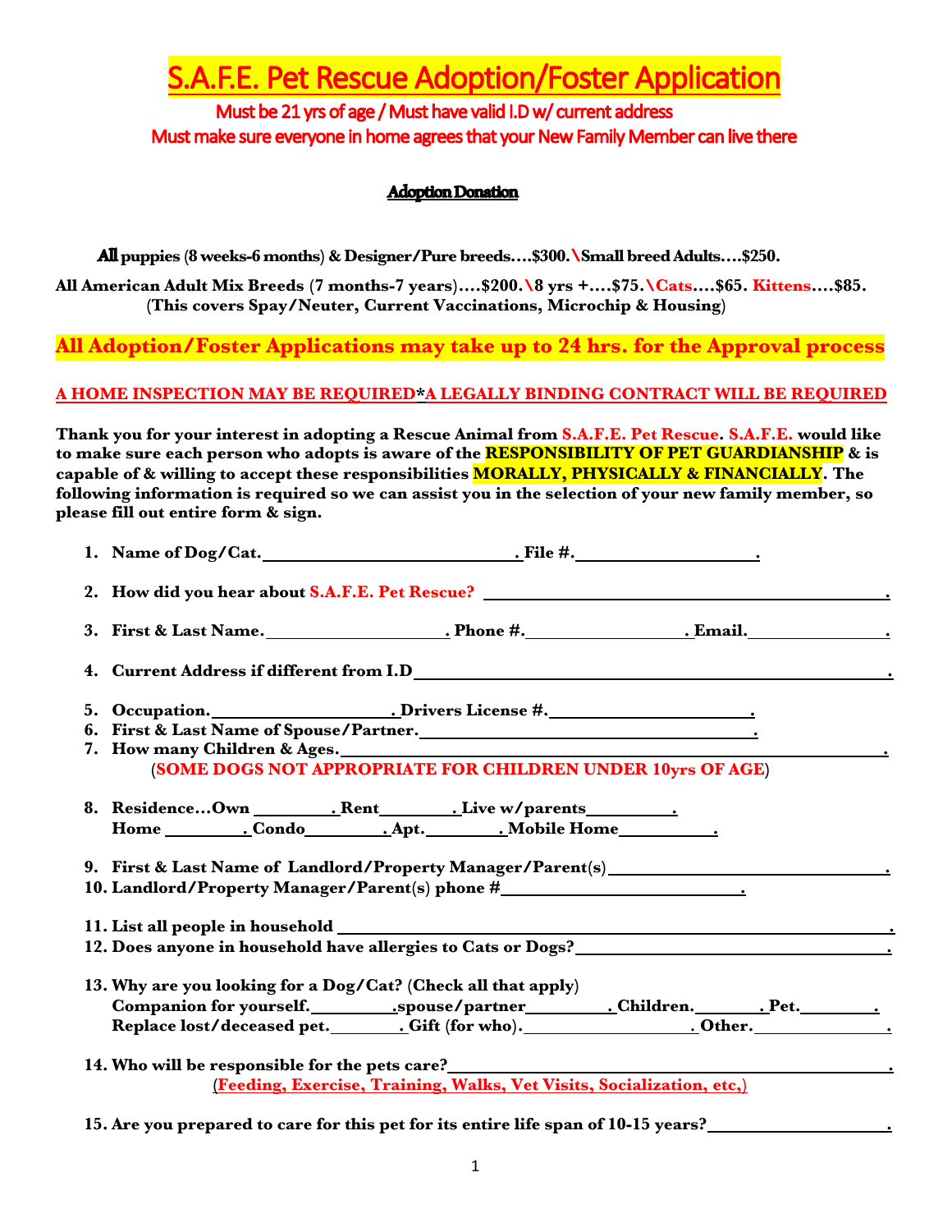# S.A.F.E. Pet Rescue Adoption/Foster Application

Must be 21 yrs of age / Must have valid I.D w/ current address

Must make sure everyone in home agrees that your New Family Member can live there

## Adoption Donation

**All puppies (8 weeks-6 months) & Designer/Pure breeds….$300.\Small breed Adults….$250.**

**All American Adult Mix Breeds (7 months-7 years)….$200.\8 yrs +….$75.\Cats….$65. Kittens….$85.**
**(This covers Spay/Neuter, Current Vaccinations, Microchip & Housing)**

**All Adoption/Foster Applications may take up to 24 hrs. for the Approval process**

**A HOME INSPECTION MAY BE REQUIRED*A LEGALLY BINDING CONTRACT WILL BE REQUIRED**

**Thank you for your interest in adopting a Rescue Animal from S.A.F.E. Pet Rescue. S.A.F.E. would like to make sure each person who adopts is aware of the RESPONSIBILITY OF PET GUARDIANSHIP & is capable of & willing to accept these responsibilities MORALLY, PHYSICALLY & FINANCIALLY. The following information is required so we can assist you in the selection of your new family member, so please fill out entire form & sign.**

1. **Name of Dog/Cat.______________________. File #.______________.**
2. **How did you hear about S.A.F.E. Pet Rescue? ______________________________.**
3. **First & Last Name.______________. Phone #.______________. Email.____________.**
4. **Current Address if different from I.D______________________________________.**
5. **Occupation.______________. Drivers License #.________________.**
6. **First & Last Name of Spouse/Partner.______________________________.**
7. **How many Children & Ages.______________________________________________.**
   **(SOME DOGS NOT APPROPRIATE FOR CHILDREN UNDER 10yrs OF AGE)**
8. **Residence…Own _______. Rent_______. Live w/parents________.**
   **Home ________. Condo________. Apt.________. Mobile Home_________.**
9. **First & Last Name of Landlord/Property Manager/Parent(s)________________________.**
10. **Landlord/Property Manager/Parent(s) phone #____________________.**
11. **List all people in household ____________________________________________.**
12. **Does anyone in household have allergies to Cats or Dogs?__________________________.**
13. **Why are you looking for a Dog/Cat? (Check all that apply)**
    **Companion for yourself.________.spouse/partner________. Children.______. Pet._______.**
    **Replace lost/deceased pet._______. Gift (for who).______________. Other.____________.**
14. **Who will be responsible for the pets care?___________________________________.**
    **(Feeding, Exercise, Training, Walks, Vet Visits, Socialization, etc,)**
15. **Are you prepared to care for this pet for its entire life span of 10-15 years?______________.**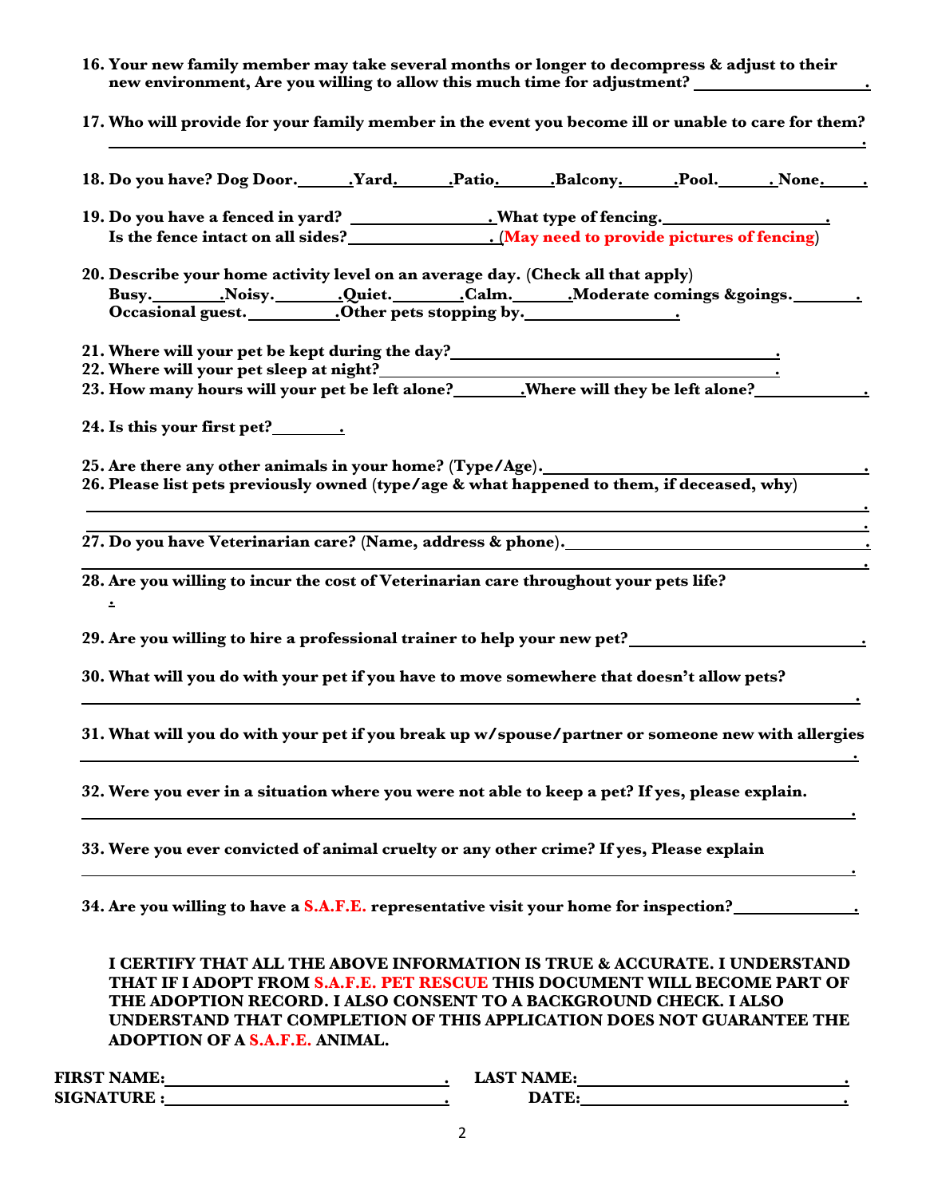**16. Your new family member may take several months or longer to decompress & adjust to their new environment, Are you willing to allow this much time for adjustment? \_\_\_\_\_\_\_\_\_\_\_\_\_\_\_\_\_\_\_\_.**

**17. Who will provide for your family member in the event you become ill or unable to care for them?**

\_\_\_\_\_\_\_\_\_\_\_\_\_\_\_\_\_\_\_\_\_\_\_\_\_\_\_\_\_\_\_\_\_\_\_\_\_\_\_\_\_\_\_\_\_\_\_\_\_\_\_\_\_\_\_\_\_\_\_\_\_\_\_\_\_\_\_\_\_\_\_\_\_\_\_\_\_\_.

**18. Do you have? Dog Door.\_\_\_\_\_\_.Yard.\_\_\_\_\_\_.Patio.\_\_\_\_\_\_.Balcony.\_\_\_\_\_\_.Pool.\_\_\_\_\_\_. None.\_\_\_\_\_.**

**19. Do you have a fenced in yard? \_\_\_\_\_\_\_\_\_\_\_\_\_\_\_\_. What type of fencing.\_\_\_\_\_\_\_\_\_\_\_\_\_\_\_\_\_\_\_.**
**Is the fence intact on all sides?\_\_\_\_\_\_\_\_\_\_\_\_\_\_\_\_. (May need to provide pictures of fencing)**

**20. Describe your home activity level on an average day. (Check all that apply)**
**Busy.\_\_\_\_\_\_\_\_.Noisy.\_\_\_\_\_\_\_\_.Quiet.\_\_\_\_\_\_\_\_.Calm.\_\_\_\_\_\_\_.Moderate comings &goings.\_\_\_\_\_\_\_\_.**
**Occasional guest.\_\_\_\_\_\_\_\_\_\_.Other pets stopping by.\_\_\_\_\_\_\_\_\_\_\_\_\_\_\_\_\_\_.**

**21. Where will your pet be kept during the day?\_\_\_\_\_\_\_\_\_\_\_\_\_\_\_\_\_\_\_\_\_\_\_\_\_\_\_\_\_\_\_\_\_\_\_\_\_\_\_\_.**
**22. Where will your pet sleep at night?\_\_\_\_\_\_\_\_\_\_\_\_\_\_\_\_\_\_\_\_\_\_\_\_\_\_\_\_\_\_\_\_\_\_\_\_\_\_\_\_\_\_\_\_\_\_\_\_\_\_.**
**23. How many hours will your pet be left alone?\_\_\_\_\_\_\_\_.Where will they be left alone?\_\_\_\_\_\_\_\_\_\_\_\_\_.**

**24. Is this your first pet?\_\_\_\_\_\_\_\_.**

**25. Are there any other animals in your home? (Type/Age).\_\_\_\_\_\_\_\_\_\_\_\_\_\_\_\_\_\_\_\_\_\_\_\_\_\_\_\_\_\_\_\_\_\_\_\_\_\_\_.**
**26. Please list pets previously owned (type/age & what happened to them, if deceased, why)**

\_\_\_\_\_\_\_\_\_\_\_\_\_\_\_\_\_\_\_\_\_\_\_\_\_\_\_\_\_\_\_\_\_\_\_\_\_\_\_\_\_\_\_\_\_\_\_\_\_\_\_\_\_\_\_\_\_\_\_\_\_\_\_\_\_\_\_\_\_\_\_\_\_\_\_\_\_\_.
\_\_\_\_\_\_\_\_\_\_\_\_\_\_\_\_\_\_\_\_\_\_\_\_\_\_\_\_\_\_\_\_\_\_\_\_\_\_\_\_\_\_\_\_\_\_\_\_\_\_\_\_\_\_\_\_\_\_\_\_\_\_\_\_\_\_\_\_\_\_\_\_\_\_\_\_\_\_.

**27. Do you have Veterinarian care? (Name, address & phone).\_\_\_\_\_\_\_\_\_\_\_\_\_\_\_\_\_\_\_\_\_\_\_\_\_\_\_\_\_\_\_\_\_\_\_\_\_.**
\_\_\_\_\_\_\_\_\_\_\_\_\_\_\_\_\_\_\_\_\_\_\_\_\_\_\_\_\_\_\_\_\_\_\_\_\_\_\_\_\_\_\_\_\_\_\_\_\_\_\_\_\_\_\_\_\_\_\_\_\_\_\_\_\_\_\_\_\_\_\_\_\_\_\_\_\_\_.

**28. Are you willing to incur the cost of Veterinarian care throughout your pets life?**
.

**29. Are you willing to hire a professional trainer to help your new pet?\_\_\_\_\_\_\_\_\_\_\_\_\_\_\_\_\_\_\_\_\_\_\_\_\_\_\_\_.**

**30. What will you do with your pet if you have to move somewhere that doesn't allow pets?**

\_\_\_\_\_\_\_\_\_\_\_\_\_\_\_\_\_\_\_\_\_\_\_\_\_\_\_\_\_\_\_\_\_\_\_\_\_\_\_\_\_\_\_\_\_\_\_\_\_\_\_\_\_\_\_\_\_\_\_\_\_\_\_\_\_\_\_\_\_\_\_\_\_\_\_\_\_\_.

**31. What will you do with your pet if you break up w/spouse/partner or someone new with allergies**

\_\_\_\_\_\_\_\_\_\_\_\_\_\_\_\_\_\_\_\_\_\_\_\_\_\_\_\_\_\_\_\_\_\_\_\_\_\_\_\_\_\_\_\_\_\_\_\_\_\_\_\_\_\_\_\_\_\_\_\_\_\_\_\_\_\_\_\_\_\_\_\_\_\_\_\_\_\_.

**32. Were you ever in a situation where you were not able to keep a pet? If yes, please explain.**

\_\_\_\_\_\_\_\_\_\_\_\_\_\_\_\_\_\_\_\_\_\_\_\_\_\_\_\_\_\_\_\_\_\_\_\_\_\_\_\_\_\_\_\_\_\_\_\_\_\_\_\_\_\_\_\_\_\_\_\_\_\_\_\_\_\_\_\_\_\_\_\_\_\_\_\_\_\_.

**33. Were you ever convicted of animal cruelty or any other crime? If yes, Please explain**

\_\_\_\_\_\_\_\_\_\_\_\_\_\_\_\_\_\_\_\_\_\_\_\_\_\_\_\_\_\_\_\_\_\_\_\_\_\_\_\_\_\_\_\_\_\_\_\_\_\_\_\_\_\_\_\_\_\_\_\_\_\_\_\_\_\_\_\_\_\_\_\_\_\_\_\_\_\_.

**34. Are you willing to have a S.A.F.E. representative visit your home for inspection?\_\_\_\_\_\_\_\_\_\_\_\_\_\_.**

**I CERTIFY THAT ALL THE ABOVE INFORMATION IS TRUE & ACCURATE. I UNDERSTAND THAT IF I ADOPT FROM S.A.F.E. PET RESCUE THIS DOCUMENT WILL BECOME PART OF THE ADOPTION RECORD. I ALSO CONSENT TO A BACKGROUND CHECK. I ALSO UNDERSTAND THAT COMPLETION OF THIS APPLICATION DOES NOT GUARANTEE THE ADOPTION OF A S.A.F.E. ANIMAL.**

**FIRST NAME:**\_\_\_\_\_\_\_\_\_\_\_\_\_\_\_\_\_\_\_\_\_\_\_\_\_\_\_\_\_\_\_\_\_\_. **LAST NAME:**\_\_\_\_\_\_\_\_\_\_\_\_\_\_\_\_\_\_\_\_\_\_\_\_\_\_\_\_\_\_\_\_\_\_.
**SIGNATURE :**\_\_\_\_\_\_\_\_\_\_\_\_\_\_\_\_\_\_\_\_\_\_\_\_\_\_\_\_\_\_\_\_\_\_. **DATE:**\_\_\_\_\_\_\_\_\_\_\_\_\_\_\_\_\_\_\_\_\_\_\_\_\_\_\_\_\_\_\_\_\_\_.